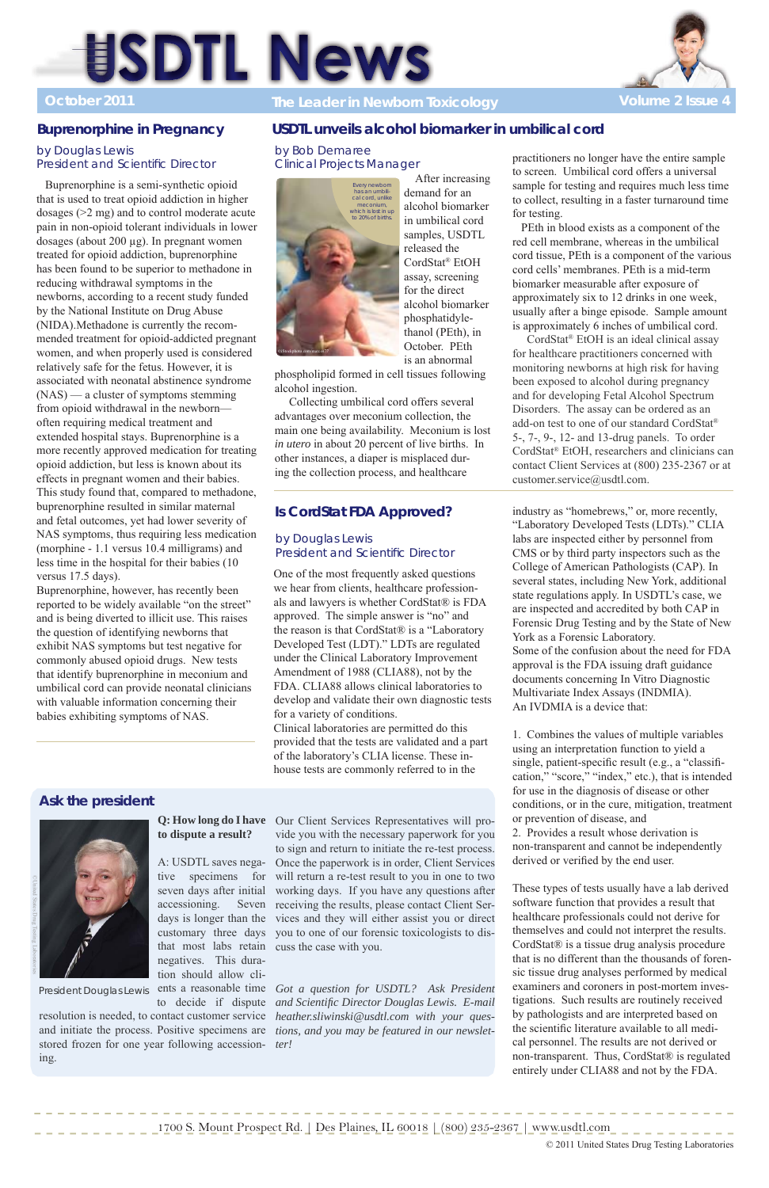# USDTL News

October 2011 — The Leader in Newborn Toxicology — Volume 2 Issue 4

## Buprenorphine in Pregnancy

by Douglas Lewis
President and Scientific Director

Buprenorphine is a semi-synthetic opioid that is used to treat opioid addiction in higher dosages (>2 mg) and to control moderate acute pain in non-opioid tolerant individuals in lower dosages (about 200 µg). In pregnant women treated for opioid addiction, buprenorphine has been found to be superior to methadone in reducing withdrawal symptoms in the newborns, according to a recent study funded by the National Institute on Drug Abuse (NIDA).Methadone is currently the recommended treatment for opioid-addicted pregnant women, and when properly used is considered relatively safe for the fetus. However, it is associated with neonatal abstinence syndrome (NAS) — a cluster of symptoms stemming from opioid withdrawal in the newborn—often requiring medical treatment and extended hospital stays. Buprenorphine is a more recently approved medication for treating opioid addiction, but less is known about its effects in pregnant women and their babies. This study found that, compared to methadone, buprenorphine resulted in similar maternal and fetal outcomes, yet had lower severity of NAS symptoms, thus requiring less medication (morphine - 1.1 versus 10.4 milligrams) and less time in the hospital for their babies (10 versus 17.5 days).

Buprenorphine, however, has recently been reported to be widely available "on the street" and is being diverted to illicit use. This raises the question of identifying newborns that exhibit NAS symptoms but test negative for commonly abused opioid drugs. New tests that identify buprenorphine in meconium and umbilical cord can provide neonatal clinicians with valuable information concerning their babies exhibiting symptoms of NAS.

## USDTL unveils alcohol biomarker in umbilical cord

by Bob Demaree
Clinical Projects Manager

Every newborn has an umbilical cord, unlike meconium, which is lost in up to 20% of births.

After increasing demand for an alcohol biomarker in umbilical cord samples, USDTL has released the CordStat® EtOH assay, screening for the direct alcohol biomarker phosphatidylethanol (PEth), in October. PEth is an abnormal phospholipid formed in cell tissues following alcohol ingestion.

Collecting umbilical cord offers several advantages over meconium collection, the main one being availability. Meconium is lost *in utero* in about 20 percent of live births. In other instances, a diaper is misplaced during the collection process, and healthcare practitioners no longer have the entire sample to screen. Umbilical cord offers a universal sample for testing and requires much less time to collect, resulting in a faster turnaround time for testing.

PEth in blood exists as a component of the red cell membrane, whereas in the umbilical cord tissue, PEth is a component of the various cord cells' membranes. PEth is a mid-term biomarker measurable after exposure of approximately six to 12 drinks in one week, usually after a binge episode. Sample amount is approximately 6 inches of umbilical cord.

CordStat® EtOH is an ideal clinical assay for healthcare practitioners concerned with monitoring newborns at high risk for having been exposed to alcohol during pregnancy and for developing Fetal Alcohol Spectrum Disorders. The assay can be ordered as an add-on test to our standard CordStat® 5-, 7-, 9-, 12- and 13-drug panels. To order CordStat® EtOH, researchers and clinicians can contact Client Services at (800) 235-2367 or at customer.service@usdtl.com.

## Is CordStat FDA Approved?

by Douglas Lewis
President and Scientific Director

One of the most frequently asked questions we hear from clients, healthcare professionals and lawyers is whether CordStat® is FDA approved. The simple answer is "no" and the reason is that CordStat® is a "Laboratory Developed Test (LDT)." LDTs are regulated under the Clinical Laboratory Improvement Amendment of 1988 (CLIA88), not by the FDA. CLIA88 allows clinical laboratories to develop and validate their own diagnostic tests for a variety of conditions.

Clinical laboratories are permitted do this provided that the tests are validated and a part of the laboratory's CLIA license. These in-house tests are commonly referred to in the industry as "homebrews," or, more recently, "Laboratory Developed Tests (LDTs)." CLIA labs are inspected either by personnel from CMS or by third party inspectors such as the College of American Pathologists (CAP). In several states, including New York, additional state regulations apply. In USDTL's case, we are inspected and accredited by both CAP in Forensic Drug Testing and by the State of New York as a Forensic Laboratory.

Some of the confusion about the need for FDA approval is the FDA issuing draft guidance documents concerning In Vitro Diagnostic Multivariate Index Assays (INDMIA).

An IVDMIA is a device that:

1. Combines the values of multiple variables using an interpretation function to yield a single, patient-specific result (e.g., a "classification," "score," "index," etc.), that is intended for use in the diagnosis of disease or other conditions, or in the cure, mitigation, treatment or prevention of disease, and
2. Provides a result whose derivation is non-transparent and cannot be independently derived or verified by the end user.

These types of tests usually have a lab derived software function that provides a result that healthcare professionals could not derive for themselves and could not interpret the results. CordStat® is a tissue drug analysis procedure that is no different than the thousands of forensic tissue drug analyses performed by medical examiners and coroners in post-mortem investigations. Such results are routinely received by pathologists and are interpreted based on the scientific literature available to all medical personnel. The results are not derived or non-transparent. Thus, CordStat® is regulated entirely under CLIA88 and not by the FDA.

## Ask the president

President Douglas Lewis

**Q: How long do I have to dispute a result?**

A: USDTL saves negative specimens for seven days after initial accessioning. Seven days is longer than the customary three days that most labs retain negatives. This duration should allow clients a reasonable time to decide if dispute resolution is needed, to contact customer service and initiate the process. Positive specimens are stored frozen for one year following accessioning.

Our Client Services Representatives will provide you with the necessary paperwork for you to sign and return to initiate the re-test process. Once the paperwork is in order, Client Services will return a re-test result to you in one to two working days. If you have any questions after receiving the results, please contact Client Services and they will either assist you or direct you to one of our forensic toxicologists to discuss the case with you.

*Got a question for USDTL? Ask President and Scientific Director Douglas Lewis. E-mail heather.sliwinski@usdtl.com with your questions, and you may be featured in our newsletter!*

1700 S. Mount Prospect Rd. | Des Plaines, IL 60018 | (800) 235-2367 | www.usdtl.com

© 2011 United States Drug Testing Laboratories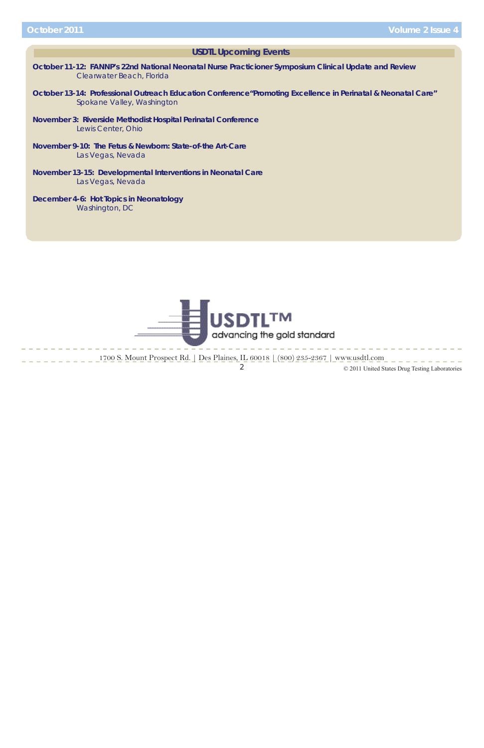## USDTL Upcoming Events

**October 11-12: FANNP's 22nd National Neonatal Nurse Practicioner Symposium Clinical Update and Review**
Clearwater Beach, Florida

**October 13-14: Professional Outreach Education Conference "Promoting Excellence in Perinatal & Neonatal Care"**
Spokane Valley, Washington

**November 3: Riverside Methodist Hospital Perinatal Conference**
Lewis Center, Ohio

**November 9-10: The Fetus & Newborn: State-of-the Art-Care**
Las Vegas, Nevada

**November 13-15: Developmental Interventions in Neonatal Care**
Las Vegas, Nevada

**December 4-6: Hot Topics in Neonatology**
Washington, DC

USDTL™
advancing the gold standard

1700 S. Mount Prospect Rd. | Des Plaines, IL 60018 | (800) 235-2367 | www.usdtl.com

© 2011 United States Drug Testing Laboratories